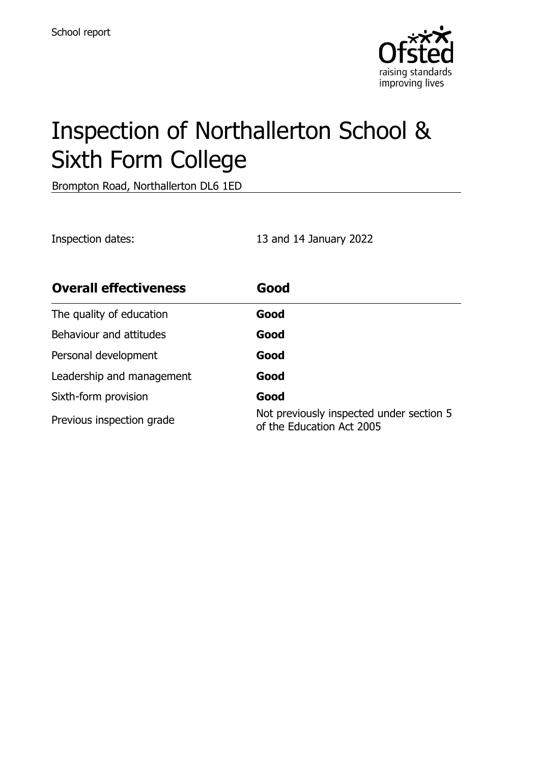School report

# Inspection of Northallerton School & Sixth Form College

Brompton Road, Northallerton DL6 1ED

Inspection dates: 13 and 14 January 2022

| **Overall effectiveness** | **Good** |
| --- | --- |
| The quality of education | **Good** |
| Behaviour and attitudes | **Good** |
| Personal development | **Good** |
| Leadership and management | **Good** |
| Sixth-form provision | **Good** |
| Previous inspection grade | Not previously inspected under section 5 of the Education Act 2005 |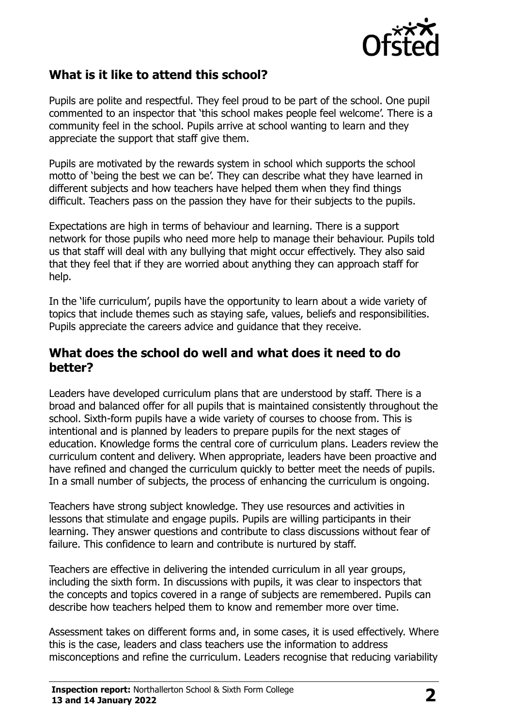## What is it like to attend this school?

Pupils are polite and respectful. They feel proud to be part of the school. One pupil commented to an inspector that 'this school makes people feel welcome'. There is a community feel in the school. Pupils arrive at school wanting to learn and they appreciate the support that staff give them.

Pupils are motivated by the rewards system in school which supports the school motto of 'being the best we can be'. They can describe what they have learned in different subjects and how teachers have helped them when they find things difficult. Teachers pass on the passion they have for their subjects to the pupils.

Expectations are high in terms of behaviour and learning. There is a support network for those pupils who need more help to manage their behaviour. Pupils told us that staff will deal with any bullying that might occur effectively. They also said that they feel that if they are worried about anything they can approach staff for help.

In the 'life curriculum', pupils have the opportunity to learn about a wide variety of topics that include themes such as staying safe, values, beliefs and responsibilities. Pupils appreciate the careers advice and guidance that they receive.

## What does the school do well and what does it need to do better?

Leaders have developed curriculum plans that are understood by staff. There is a broad and balanced offer for all pupils that is maintained consistently throughout the school. Sixth-form pupils have a wide variety of courses to choose from. This is intentional and is planned by leaders to prepare pupils for the next stages of education. Knowledge forms the central core of curriculum plans. Leaders review the curriculum content and delivery. When appropriate, leaders have been proactive and have refined and changed the curriculum quickly to better meet the needs of pupils. In a small number of subjects, the process of enhancing the curriculum is ongoing.

Teachers have strong subject knowledge. They use resources and activities in lessons that stimulate and engage pupils. Pupils are willing participants in their learning. They answer questions and contribute to class discussions without fear of failure. This confidence to learn and contribute is nurtured by staff.

Teachers are effective in delivering the intended curriculum in all year groups, including the sixth form. In discussions with pupils, it was clear to inspectors that the concepts and topics covered in a range of subjects are remembered. Pupils can describe how teachers helped them to know and remember more over time.

Assessment takes on different forms and, in some cases, it is used effectively. Where this is the case, leaders and class teachers use the information to address misconceptions and refine the curriculum. Leaders recognise that reducing variability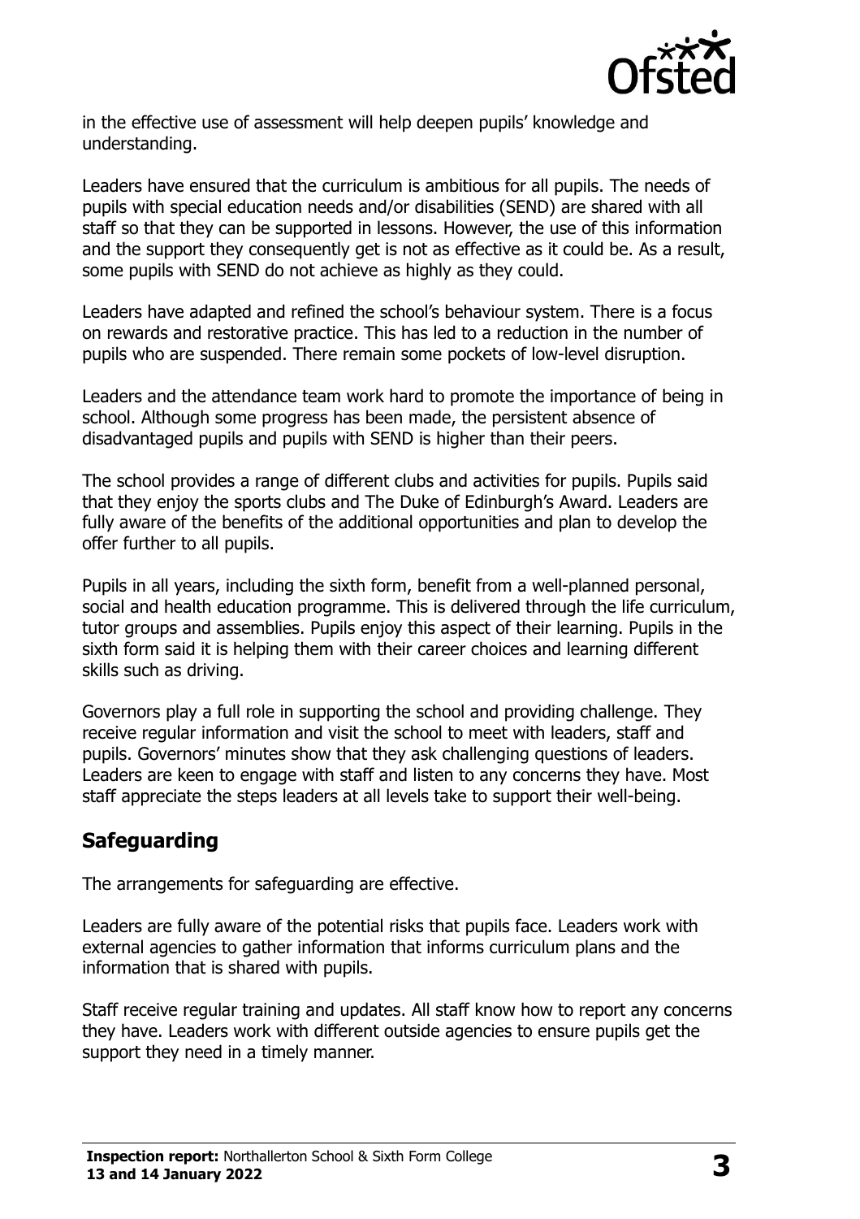in the effective use of assessment will help deepen pupils' knowledge and understanding.

Leaders have ensured that the curriculum is ambitious for all pupils. The needs of pupils with special education needs and/or disabilities (SEND) are shared with all staff so that they can be supported in lessons. However, the use of this information and the support they consequently get is not as effective as it could be. As a result, some pupils with SEND do not achieve as highly as they could.

Leaders have adapted and refined the school's behaviour system. There is a focus on rewards and restorative practice. This has led to a reduction in the number of pupils who are suspended. There remain some pockets of low-level disruption.

Leaders and the attendance team work hard to promote the importance of being in school. Although some progress has been made, the persistent absence of disadvantaged pupils and pupils with SEND is higher than their peers.

The school provides a range of different clubs and activities for pupils. Pupils said that they enjoy the sports clubs and The Duke of Edinburgh's Award. Leaders are fully aware of the benefits of the additional opportunities and plan to develop the offer further to all pupils.

Pupils in all years, including the sixth form, benefit from a well-planned personal, social and health education programme. This is delivered through the life curriculum, tutor groups and assemblies. Pupils enjoy this aspect of their learning. Pupils in the sixth form said it is helping them with their career choices and learning different skills such as driving.

Governors play a full role in supporting the school and providing challenge. They receive regular information and visit the school to meet with leaders, staff and pupils. Governors' minutes show that they ask challenging questions of leaders. Leaders are keen to engage with staff and listen to any concerns they have. Most staff appreciate the steps leaders at all levels take to support their well-being.

## Safeguarding

The arrangements for safeguarding are effective.

Leaders are fully aware of the potential risks that pupils face. Leaders work with external agencies to gather information that informs curriculum plans and the information that is shared with pupils.

Staff receive regular training and updates. All staff know how to report any concerns they have. Leaders work with different outside agencies to ensure pupils get the support they need in a timely manner.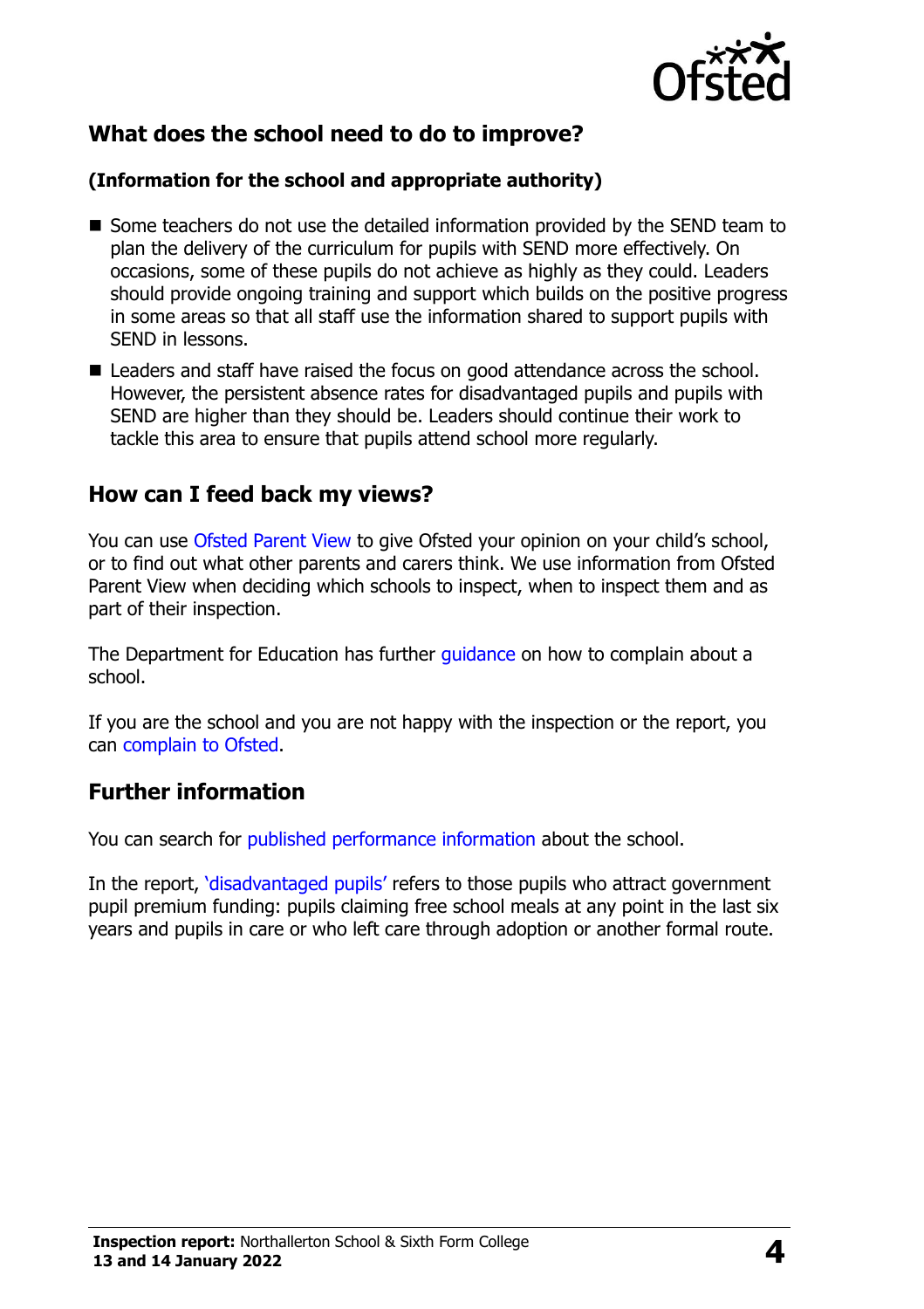## What does the school need to do to improve?

### (Information for the school and appropriate authority)

- Some teachers do not use the detailed information provided by the SEND team to plan the delivery of the curriculum for pupils with SEND more effectively. On occasions, some of these pupils do not achieve as highly as they could. Leaders should provide ongoing training and support which builds on the positive progress in some areas so that all staff use the information shared to support pupils with SEND in lessons.
- Leaders and staff have raised the focus on good attendance across the school. However, the persistent absence rates for disadvantaged pupils and pupils with SEND are higher than they should be. Leaders should continue their work to tackle this area to ensure that pupils attend school more regularly.

## How can I feed back my views?

You can use Ofsted Parent View to give Ofsted your opinion on your child's school, or to find out what other parents and carers think. We use information from Ofsted Parent View when deciding which schools to inspect, when to inspect them and as part of their inspection.

The Department for Education has further guidance on how to complain about a school.

If you are the school and you are not happy with the inspection or the report, you can complain to Ofsted.

## Further information

You can search for published performance information about the school.

In the report, 'disadvantaged pupils' refers to those pupils who attract government pupil premium funding: pupils claiming free school meals at any point in the last six years and pupils in care or who left care through adoption or another formal route.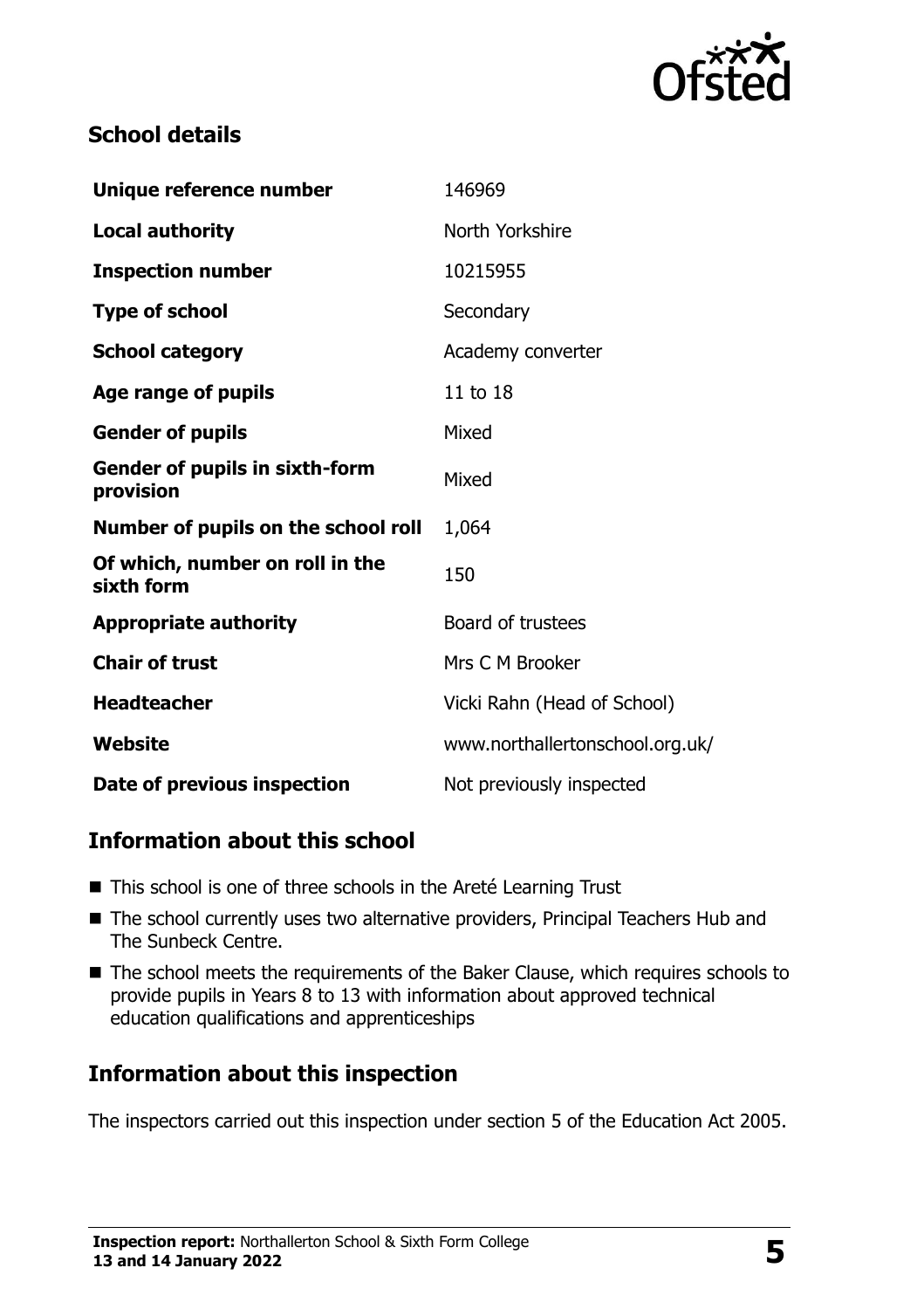## School details

| | |
|---|---|
| **Unique reference number** | 146969 |
| **Local authority** | North Yorkshire |
| **Inspection number** | 10215955 |
| **Type of school** | Secondary |
| **School category** | Academy converter |
| **Age range of pupils** | 11 to 18 |
| **Gender of pupils** | Mixed |
| **Gender of pupils in sixth-form provision** | Mixed |
| **Number of pupils on the school roll** | 1,064 |
| **Of which, number on roll in the sixth form** | 150 |
| **Appropriate authority** | Board of trustees |
| **Chair of trust** | Mrs C M Brooker |
| **Headteacher** | Vicki Rahn (Head of School) |
| **Website** | www.northallertonschool.org.uk/ |
| **Date of previous inspection** | Not previously inspected |

## Information about this school

- This school is one of three schools in the Areté Learning Trust
- The school currently uses two alternative providers, Principal Teachers Hub and The Sunbeck Centre.
- The school meets the requirements of the Baker Clause, which requires schools to provide pupils in Years 8 to 13 with information about approved technical education qualifications and apprenticeships

## Information about this inspection

The inspectors carried out this inspection under section 5 of the Education Act 2005.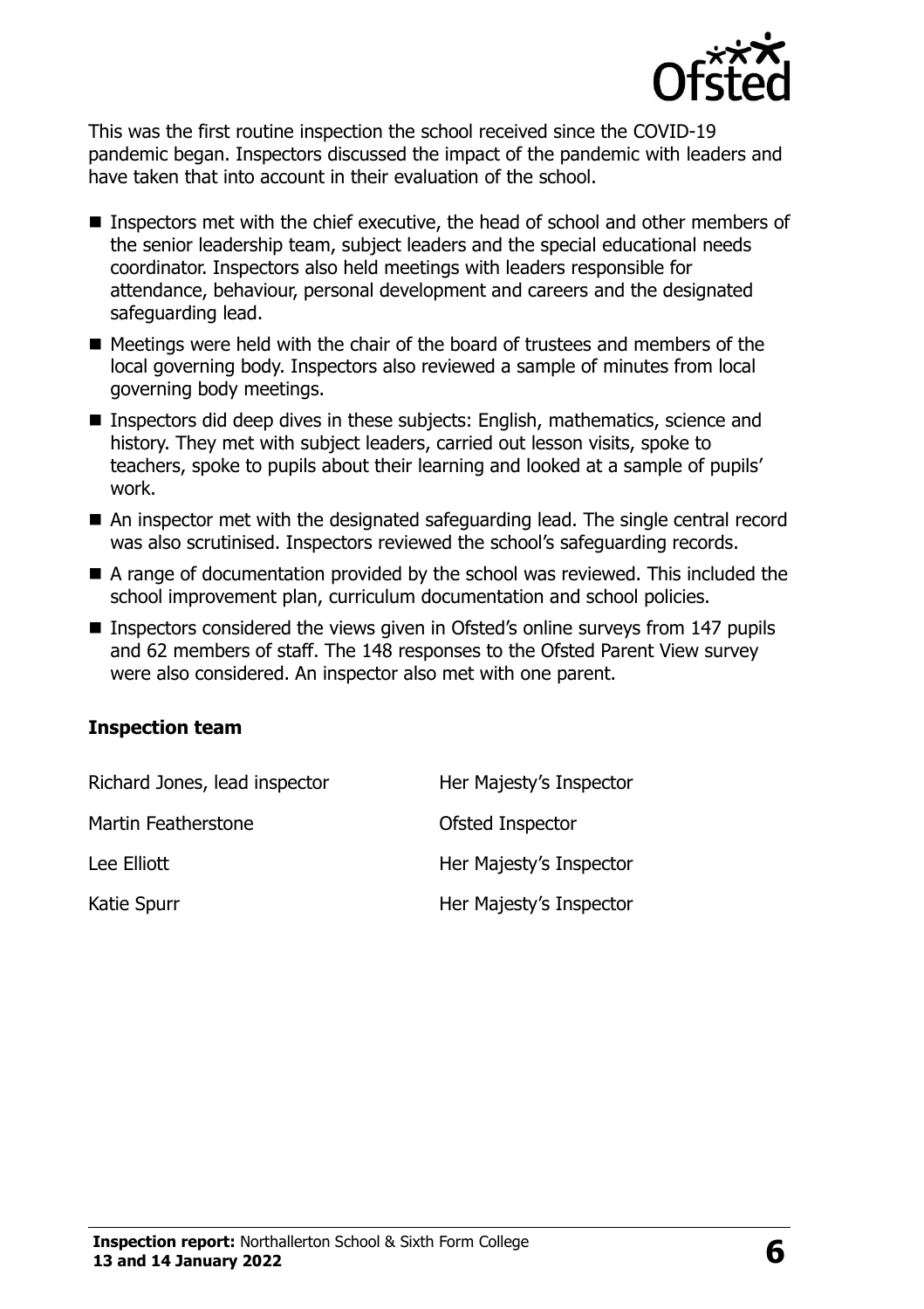This was the first routine inspection the school received since the COVID-19 pandemic began. Inspectors discussed the impact of the pandemic with leaders and have taken that into account in their evaluation of the school.

- Inspectors met with the chief executive, the head of school and other members of the senior leadership team, subject leaders and the special educational needs coordinator. Inspectors also held meetings with leaders responsible for attendance, behaviour, personal development and careers and the designated safeguarding lead.
- Meetings were held with the chair of the board of trustees and members of the local governing body. Inspectors also reviewed a sample of minutes from local governing body meetings.
- Inspectors did deep dives in these subjects: English, mathematics, science and history. They met with subject leaders, carried out lesson visits, spoke to teachers, spoke to pupils about their learning and looked at a sample of pupils' work.
- An inspector met with the designated safeguarding lead. The single central record was also scrutinised. Inspectors reviewed the school's safeguarding records.
- A range of documentation provided by the school was reviewed. This included the school improvement plan, curriculum documentation and school policies.
- Inspectors considered the views given in Ofsted's online surveys from 147 pupils and 62 members of staff. The 148 responses to the Ofsted Parent View survey were also considered. An inspector also met with one parent.

### Inspection team

| | |
|---|---|
| Richard Jones, lead inspector | Her Majesty's Inspector |
| Martin Featherstone | Ofsted Inspector |
| Lee Elliott | Her Majesty's Inspector |
| Katie Spurr | Her Majesty's Inspector |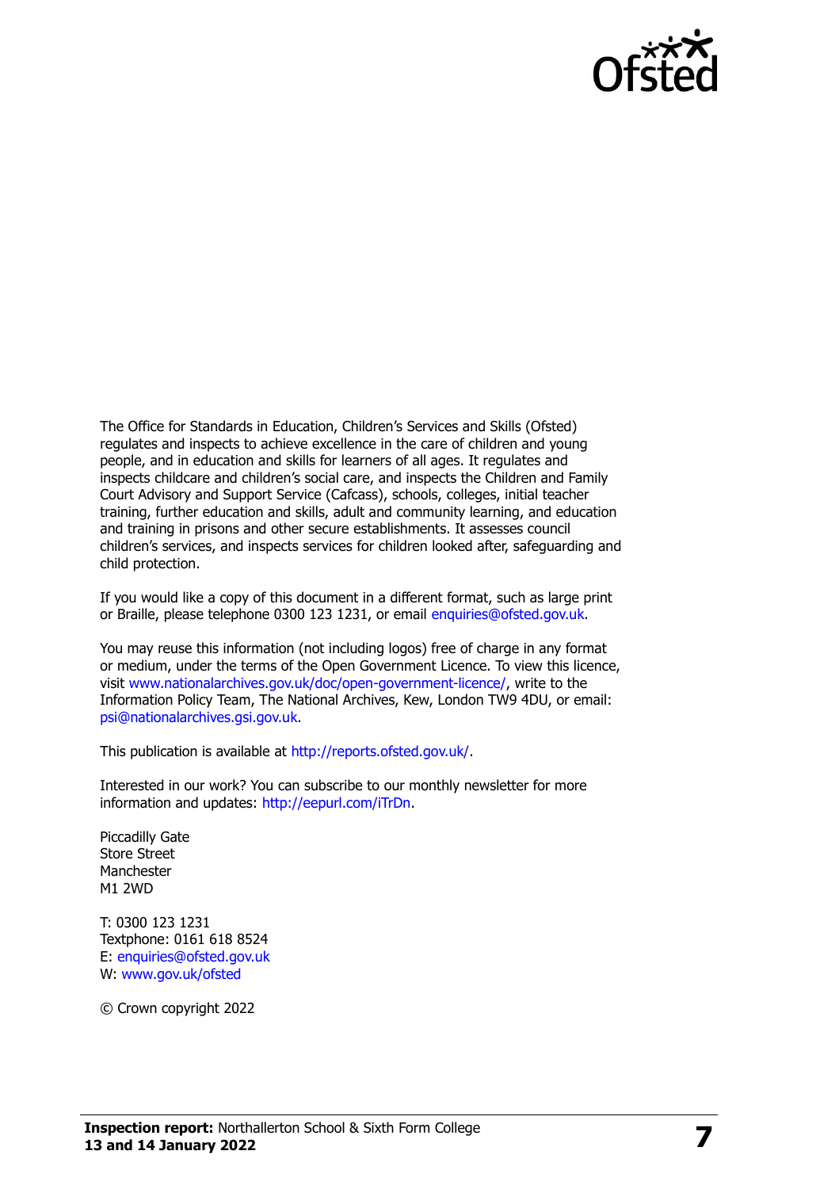The Office for Standards in Education, Children's Services and Skills (Ofsted) regulates and inspects to achieve excellence in the care of children and young people, and in education and skills for learners of all ages. It regulates and inspects childcare and children's social care, and inspects the Children and Family Court Advisory and Support Service (Cafcass), schools, colleges, initial teacher training, further education and skills, adult and community learning, and education and training in prisons and other secure establishments. It assesses council children's services, and inspects services for children looked after, safeguarding and child protection.

If you would like a copy of this document in a different format, such as large print or Braille, please telephone 0300 123 1231, or email enquiries@ofsted.gov.uk.

You may reuse this information (not including logos) free of charge in any format or medium, under the terms of the Open Government Licence. To view this licence, visit www.nationalarchives.gov.uk/doc/open-government-licence/, write to the Information Policy Team, The National Archives, Kew, London TW9 4DU, or email: psi@nationalarchives.gsi.gov.uk.

This publication is available at http://reports.ofsted.gov.uk/.

Interested in our work? You can subscribe to our monthly newsletter for more information and updates: http://eepurl.com/iTrDn.

Piccadilly Gate
Store Street
Manchester
M1 2WD

T: 0300 123 1231
Textphone: 0161 618 8524
E: enquiries@ofsted.gov.uk
W: www.gov.uk/ofsted

© Crown copyright 2022